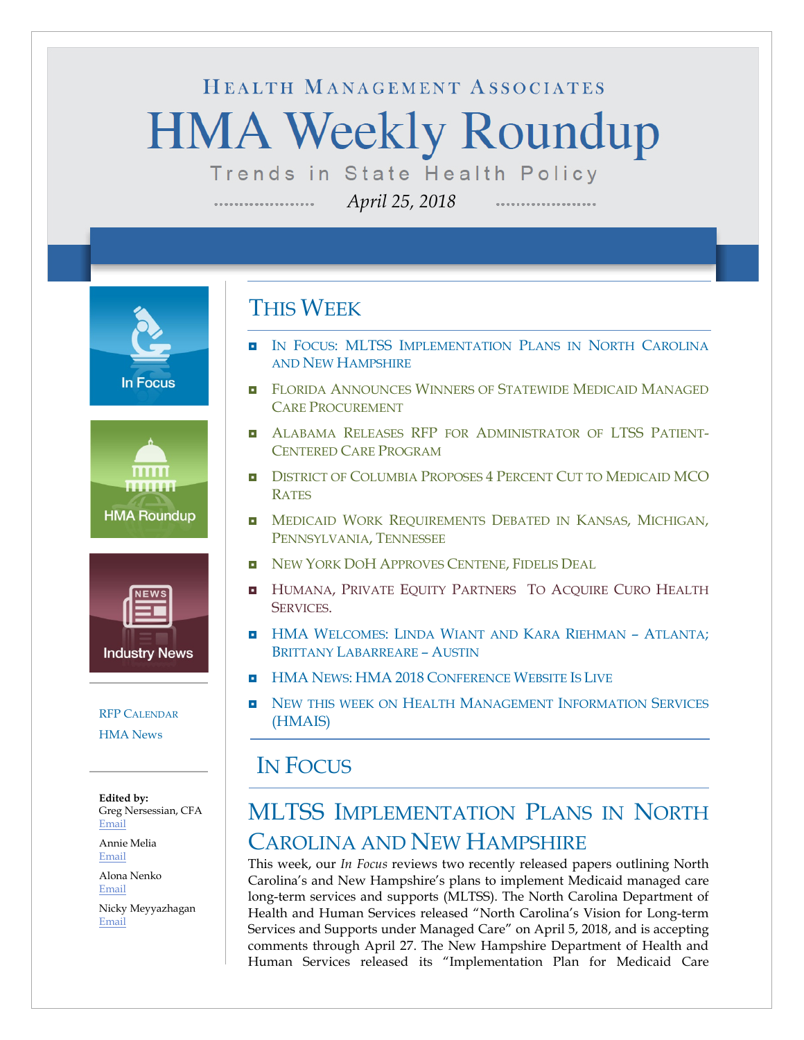HEALTH MANAGEMENT ASSOCIATES

# HMA Weekly Roundup

Trends in State Health Policy

*April 25, 2018*

In Focus

HMA Roundup

Industry News

RFP CALENDAR

HMA News

**Edited by:**
Greg Nersessian, CFA
Email

Annie Melia
Email

Alona Nenko
Email

Nicky Meyyazhagan
Email

## THIS WEEK

- IN FOCUS: MLTSS IMPLEMENTATION PLANS IN NORTH CAROLINA AND NEW HAMPSHIRE
- FLORIDA ANNOUNCES WINNERS OF STATEWIDE MEDICAID MANAGED CARE PROCUREMENT
- ALABAMA RELEASES RFP FOR ADMINISTRATOR OF LTSS PATIENT-CENTERED CARE PROGRAM
- DISTRICT OF COLUMBIA PROPOSES 4 PERCENT CUT TO MEDICAID MCO RATES
- MEDICAID WORK REQUIREMENTS DEBATED IN KANSAS, MICHIGAN, PENNSYLVANIA, TENNESSEE
- NEW YORK DOH APPROVES CENTENE, FIDELIS DEAL
- HUMANA, PRIVATE EQUITY PARTNERS TO ACQUIRE CURO HEALTH SERVICES.
- HMA WELCOMES: LINDA WIANT AND KARA RIEHMAN – ATLANTA; BRITTANY LABARREARE – AUSTIN
- HMA NEWS: HMA 2018 CONFERENCE WEBSITE IS LIVE
- NEW THIS WEEK ON HEALTH MANAGEMENT INFORMATION SERVICES (HMAIS)

## IN FOCUS

### MLTSS IMPLEMENTATION PLANS IN NORTH CAROLINA AND NEW HAMPSHIRE

This week, our *In Focus* reviews two recently released papers outlining North Carolina's and New Hampshire's plans to implement Medicaid managed care long-term services and supports (MLTSS). The North Carolina Department of Health and Human Services released "North Carolina's Vision for Long-term Services and Supports under Managed Care" on April 5, 2018, and is accepting comments through April 27. The New Hampshire Department of Health and Human Services released its "Implementation Plan for Medicaid Care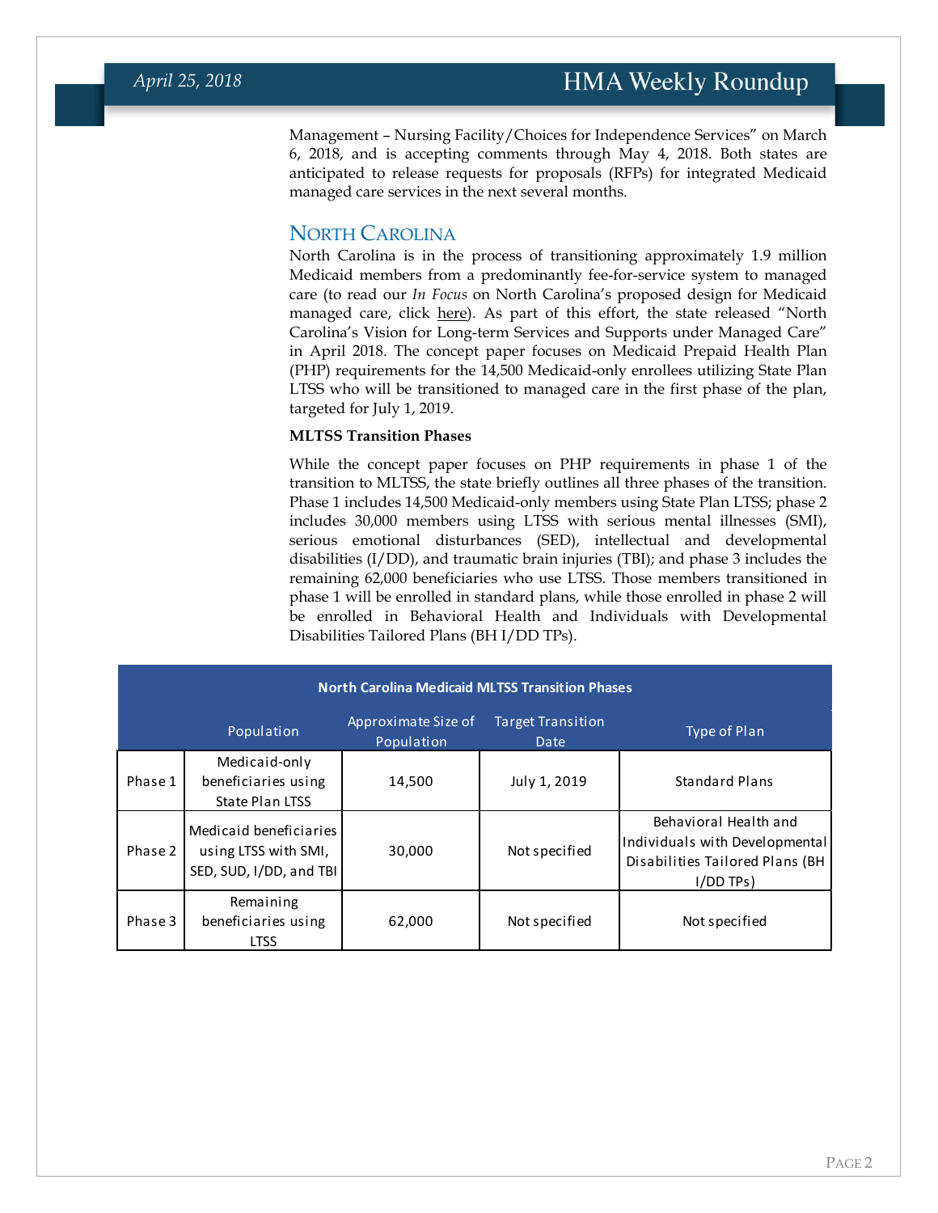Management – Nursing Facility/Choices for Independence Services" on March 6, 2018, and is accepting comments through May 4, 2018. Both states are anticipated to release requests for proposals (RFPs) for integrated Medicaid managed care services in the next several months.

## North Carolina

North Carolina is in the process of transitioning approximately 1.9 million Medicaid members from a predominantly fee-for-service system to managed care (to read our *In Focus* on North Carolina's proposed design for Medicaid managed care, click here). As part of this effort, the state released "North Carolina's Vision for Long-term Services and Supports under Managed Care" in April 2018. The concept paper focuses on Medicaid Prepaid Health Plan (PHP) requirements for the 14,500 Medicaid-only enrollees utilizing State Plan LTSS who will be transitioned to managed care in the first phase of the plan, targeted for July 1, 2019.

**MLTSS Transition Phases**

While the concept paper focuses on PHP requirements in phase 1 of the transition to MLTSS, the state briefly outlines all three phases of the transition. Phase 1 includes 14,500 Medicaid-only members using State Plan LTSS; phase 2 includes 30,000 members using LTSS with serious mental illnesses (SMI), serious emotional disturbances (SED), intellectual and developmental disabilities (I/DD), and traumatic brain injuries (TBI); and phase 3 includes the remaining 62,000 beneficiaries who use LTSS. Those members transitioned in phase 1 will be enrolled in standard plans, while those enrolled in phase 2 will be enrolled in Behavioral Health and Individuals with Developmental Disabilities Tailored Plans (BH I/DD TPs).

**North Carolina Medicaid MLTSS Transition Phases**

| | Population | Approximate Size of Population | Target Transition Date | Type of Plan |
|---|---|---|---|---|
| Phase 1 | Medicaid-only beneficiaries using State Plan LTSS | 14,500 | July 1, 2019 | Standard Plans |
| Phase 2 | Medicaid beneficiaries using LTSS with SMI, SED, SUD, I/DD, and TBI | 30,000 | Not specified | Behavioral Health and Individuals with Developmental Disabilities Tailored Plans (BH I/DD TPs) |
| Phase 3 | Remaining beneficiaries using LTSS | 62,000 | Not specified | Not specified |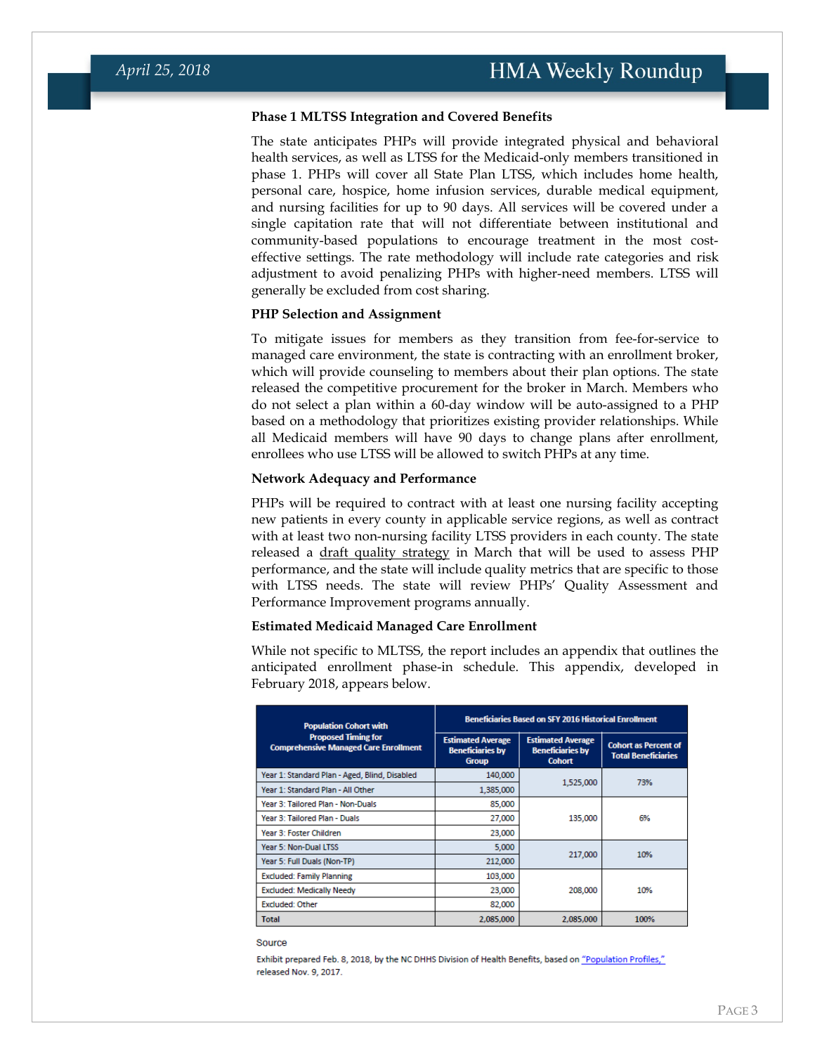### Phase 1 MLTSS Integration and Covered Benefits

The state anticipates PHPs will provide integrated physical and behavioral health services, as well as LTSS for the Medicaid-only members transitioned in phase 1. PHPs will cover all State Plan LTSS, which includes home health, personal care, hospice, home infusion services, durable medical equipment, and nursing facilities for up to 90 days. All services will be covered under a single capitation rate that will not differentiate between institutional and community-based populations to encourage treatment in the most cost-effective settings. The rate methodology will include rate categories and risk adjustment to avoid penalizing PHPs with higher-need members. LTSS will generally be excluded from cost sharing.

### PHP Selection and Assignment

To mitigate issues for members as they transition from fee-for-service to managed care environment, the state is contracting with an enrollment broker, which will provide counseling to members about their plan options. The state released the competitive procurement for the broker in March. Members who do not select a plan within a 60-day window will be auto-assigned to a PHP based on a methodology that prioritizes existing provider relationships. While all Medicaid members will have 90 days to change plans after enrollment, enrollees who use LTSS will be allowed to switch PHPs at any time.

### Network Adequacy and Performance

PHPs will be required to contract with at least one nursing facility accepting new patients in every county in applicable service regions, as well as contract with at least two non-nursing facility LTSS providers in each county. The state released a draft quality strategy in March that will be used to assess PHP performance, and the state will include quality metrics that are specific to those with LTSS needs. The state will review PHPs' Quality Assessment and Performance Improvement programs annually.

### Estimated Medicaid Managed Care Enrollment

While not specific to MLTSS, the report includes an appendix that outlines the anticipated enrollment phase-in schedule. This appendix, developed in February 2018, appears below.

| Population Cohort with Proposed Timing for Comprehensive Managed Care Enrollment | Beneficiaries Based on SFY 2016 Historical Enrollment | | |
|---|---|---|---|
| | Estimated Average Beneficiaries by Group | Estimated Average Beneficiaries by Cohort | Cohort as Percent of Total Beneficiaries |
| Year 1: Standard Plan - Aged, Blind, Disabled | 140,000 | 1,525,000 | 73% |
| Year 1: Standard Plan - All Other | 1,385,000 | | |
| Year 3: Tailored Plan - Non-Duals | 85,000 | 135,000 | 6% |
| Year 3: Tailored Plan - Duals | 27,000 | | |
| Year 3: Foster Children | 23,000 | | |
| Year 5: Non-Dual LTSS | 5,000 | 217,000 | 10% |
| Year 5: Full Duals (Non-TP) | 212,000 | | |
| Excluded: Family Planning | 103,000 | 208,000 | 10% |
| Excluded: Medically Needy | 23,000 | | |
| Excluded: Other | 82,000 | | |
| Total | 2,085,000 | 2,085,000 | 100% |

Source

Exhibit prepared Feb. 8, 2018, by the NC DHHS Division of Health Benefits, based on "Population Profiles," released Nov. 9, 2017.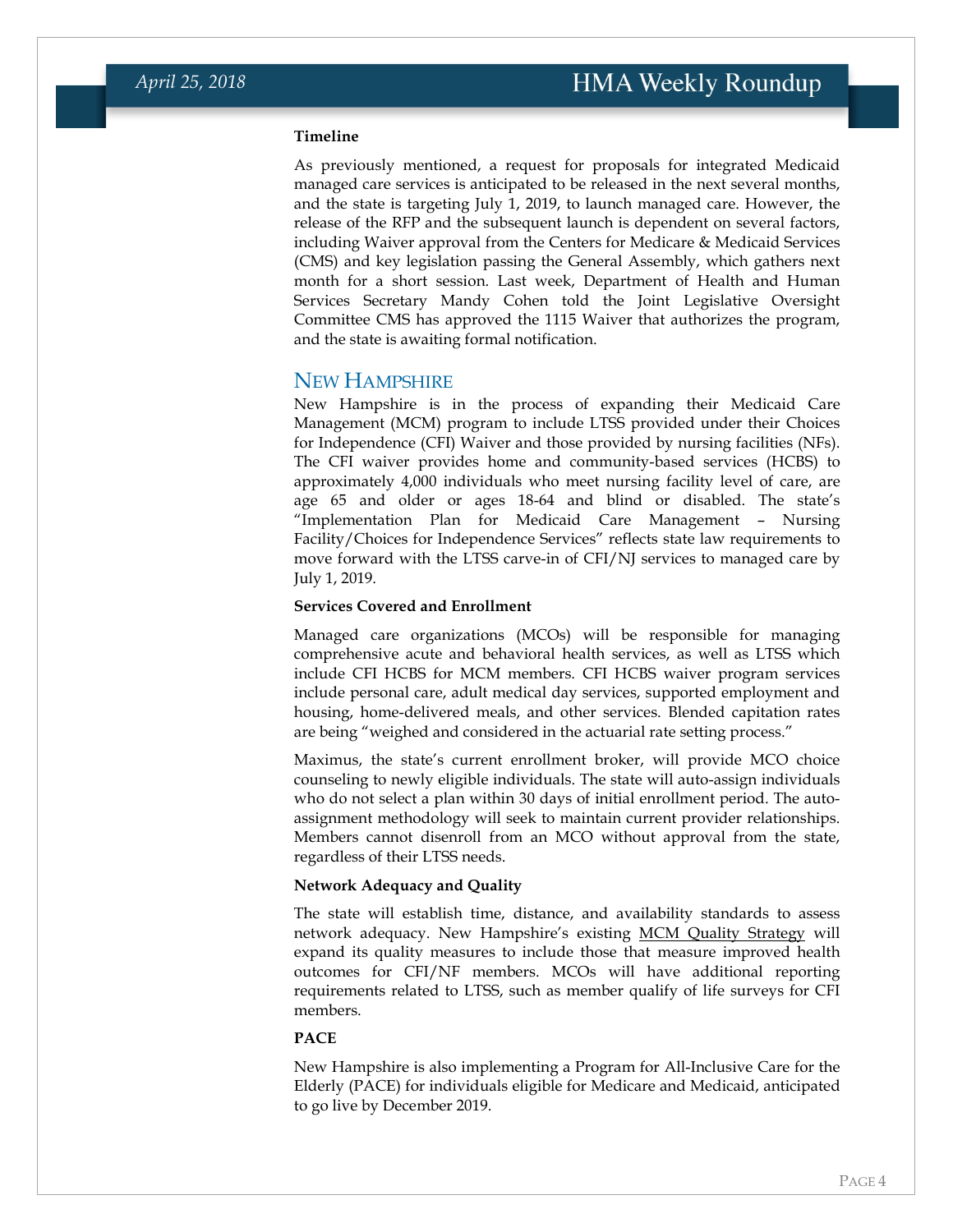**Timeline**

As previously mentioned, a request for proposals for integrated Medicaid managed care services is anticipated to be released in the next several months, and the state is targeting July 1, 2019, to launch managed care. However, the release of the RFP and the subsequent launch is dependent on several factors, including Waiver approval from the Centers for Medicare & Medicaid Services (CMS) and key legislation passing the General Assembly, which gathers next month for a short session. Last week, Department of Health and Human Services Secretary Mandy Cohen told the Joint Legislative Oversight Committee CMS has approved the 1115 Waiver that authorizes the program, and the state is awaiting formal notification.

## New Hampshire

New Hampshire is in the process of expanding their Medicaid Care Management (MCM) program to include LTSS provided under their Choices for Independence (CFI) Waiver and those provided by nursing facilities (NFs). The CFI waiver provides home and community-based services (HCBS) to approximately 4,000 individuals who meet nursing facility level of care, are age 65 and older or ages 18-64 and blind or disabled. The state's "Implementation Plan for Medicaid Care Management – Nursing Facility/Choices for Independence Services" reflects state law requirements to move forward with the LTSS carve-in of CFI/NJ services to managed care by July 1, 2019.

**Services Covered and Enrollment**

Managed care organizations (MCOs) will be responsible for managing comprehensive acute and behavioral health services, as well as LTSS which include CFI HCBS for MCM members. CFI HCBS waiver program services include personal care, adult medical day services, supported employment and housing, home-delivered meals, and other services. Blended capitation rates are being "weighed and considered in the actuarial rate setting process."

Maximus, the state's current enrollment broker, will provide MCO choice counseling to newly eligible individuals. The state will auto-assign individuals who do not select a plan within 30 days of initial enrollment period. The auto-assignment methodology will seek to maintain current provider relationships. Members cannot disenroll from an MCO without approval from the state, regardless of their LTSS needs.

**Network Adequacy and Quality**

The state will establish time, distance, and availability standards to assess network adequacy. New Hampshire's existing MCM Quality Strategy will expand its quality measures to include those that measure improved health outcomes for CFI/NF members. MCOs will have additional reporting requirements related to LTSS, such as member qualify of life surveys for CFI members.

**PACE**

New Hampshire is also implementing a Program for All-Inclusive Care for the Elderly (PACE) for individuals eligible for Medicare and Medicaid, anticipated to go live by December 2019.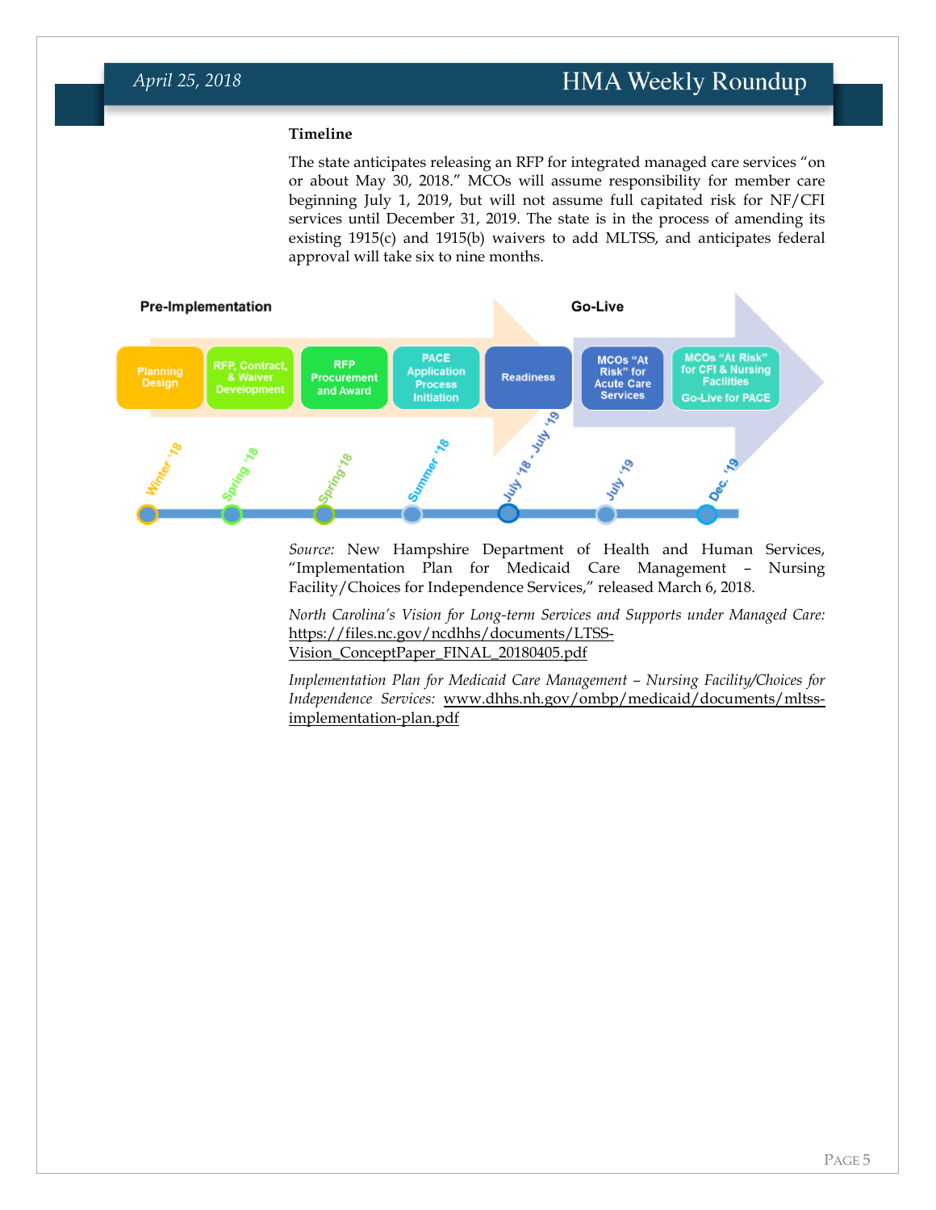### Timeline

The state anticipates releasing an RFP for integrated managed care services "on or about May 30, 2018." MCOs will assume responsibility for member care beginning July 1, 2019, but will not assume full capitated risk for NF/CFI services until December 31, 2019. The state is in the process of amending its existing 1915(c) and 1915(b) waivers to add MLTSS, and anticipates federal approval will take six to nine months.

**Pre-Implementation**

- Planning Design — Winter '18
- RFP, Contract, & Waiver Development — Spring '18
- RFP Procurement and Award — Spring '18
- PACE Application Process Initiation — Summer '18
- Readiness — July '18 - July '19

**Go-Live**

- MCOs "At Risk" for Acute Care Services — July '19
- MCOs "At Risk" for CFI & Nursing Facilities; Go-Live for PACE — Dec. '19

*Source:* New Hampshire Department of Health and Human Services, "Implementation Plan for Medicaid Care Management – Nursing Facility/Choices for Independence Services," released March 6, 2018.

*North Carolina's Vision for Long-term Services and Supports under Managed Care:* https://files.nc.gov/ncdhhs/documents/LTSS-Vision_ConceptPaper_FINAL_20180405.pdf

*Implementation Plan for Medicaid Care Management – Nursing Facility/Choices for Independence Services:* www.dhhs.nh.gov/ombp/medicaid/documents/mltss-implementation-plan.pdf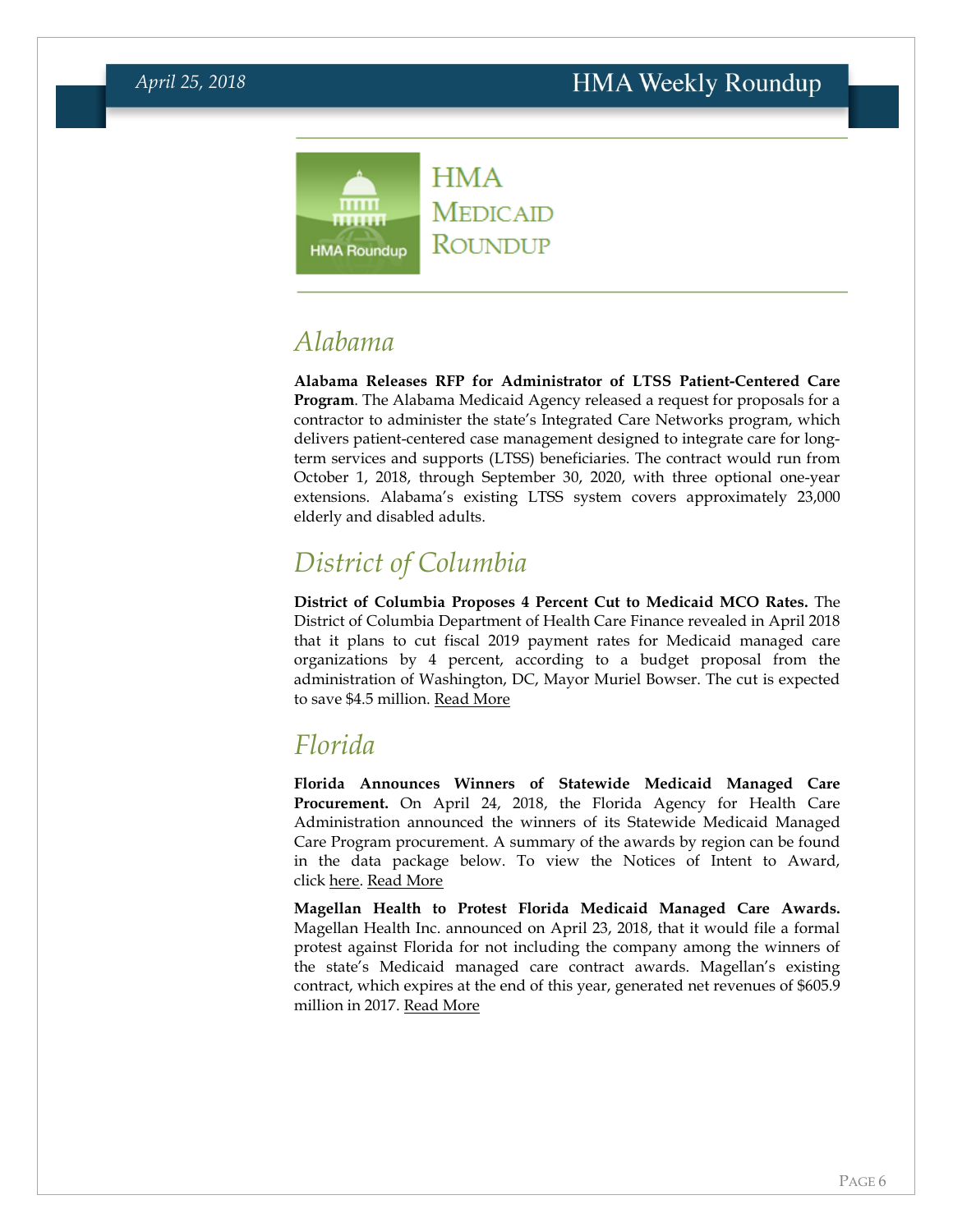# HMA Medicaid Roundup

## Alabama

**Alabama Releases RFP for Administrator of LTSS Patient-Centered Care Program**. The Alabama Medicaid Agency released a request for proposals for a contractor to administer the state's Integrated Care Networks program, which delivers patient-centered case management designed to integrate care for long-term services and supports (LTSS) beneficiaries. The contract would run from October 1, 2018, through September 30, 2020, with three optional one-year extensions. Alabama's existing LTSS system covers approximately 23,000 elderly and disabled adults.

## District of Columbia

**District of Columbia Proposes 4 Percent Cut to Medicaid MCO Rates.** The District of Columbia Department of Health Care Finance revealed in April 2018 that it plans to cut fiscal 2019 payment rates for Medicaid managed care organizations by 4 percent, according to a budget proposal from the administration of Washington, DC, Mayor Muriel Bowser. The cut is expected to save $4.5 million. Read More

## Florida

**Florida Announces Winners of Statewide Medicaid Managed Care Procurement.** On April 24, 2018, the Florida Agency for Health Care Administration announced the winners of its Statewide Medicaid Managed Care Program procurement. A summary of the awards by region can be found in the data package below. To view the Notices of Intent to Award, click here. Read More

**Magellan Health to Protest Florida Medicaid Managed Care Awards.** Magellan Health Inc. announced on April 23, 2018, that it would file a formal protest against Florida for not including the company among the winners of the state's Medicaid managed care contract awards. Magellan's existing contract, which expires at the end of this year, generated net revenues of $605.9 million in 2017. Read More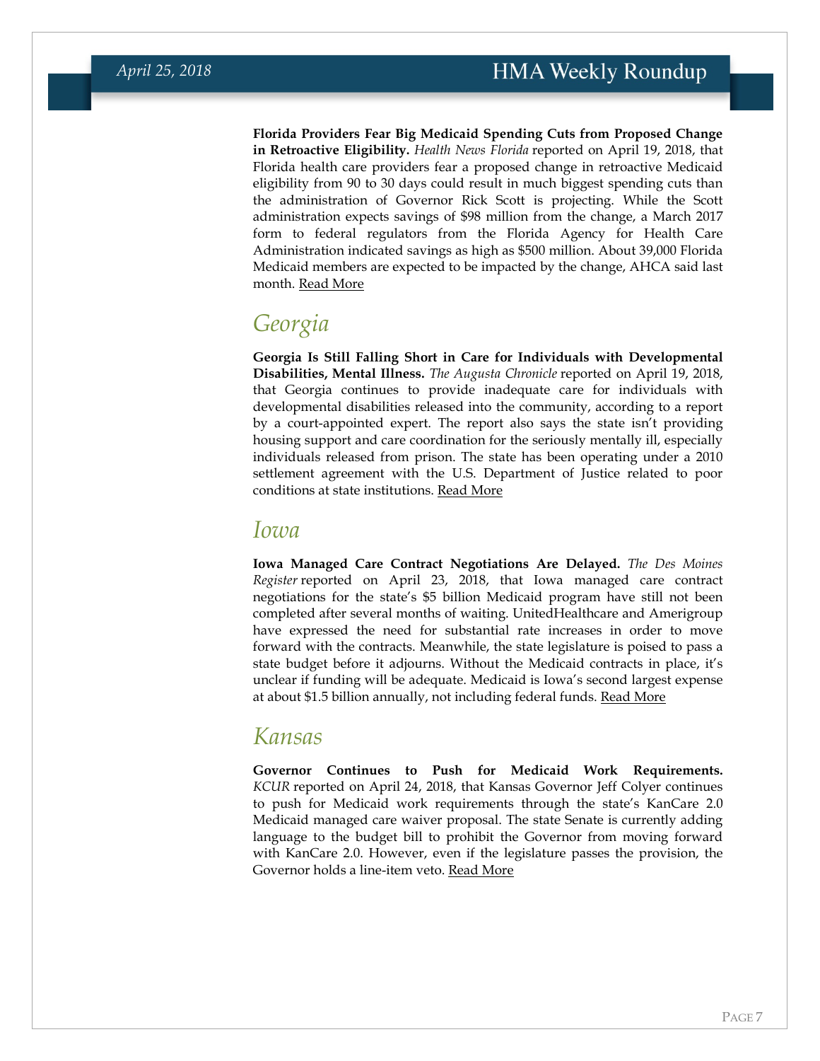**Florida Providers Fear Big Medicaid Spending Cuts from Proposed Change in Retroactive Eligibility.** *Health News Florida* reported on April 19, 2018, that Florida health care providers fear a proposed change in retroactive Medicaid eligibility from 90 to 30 days could result in much biggest spending cuts than the administration of Governor Rick Scott is projecting. While the Scott administration expects savings of $98 million from the change, a March 2017 form to federal regulators from the Florida Agency for Health Care Administration indicated savings as high as $500 million. About 39,000 Florida Medicaid members are expected to be impacted by the change, AHCA said last month. Read More

## Georgia

**Georgia Is Still Falling Short in Care for Individuals with Developmental Disabilities, Mental Illness.** *The Augusta Chronicle* reported on April 19, 2018, that Georgia continues to provide inadequate care for individuals with developmental disabilities released into the community, according to a report by a court-appointed expert. The report also says the state isn't providing housing support and care coordination for the seriously mentally ill, especially individuals released from prison. The state has been operating under a 2010 settlement agreement with the U.S. Department of Justice related to poor conditions at state institutions. Read More

## Iowa

**Iowa Managed Care Contract Negotiations Are Delayed.** *The Des Moines Register* reported on April 23, 2018, that Iowa managed care contract negotiations for the state's $5 billion Medicaid program have still not been completed after several months of waiting. UnitedHealthcare and Amerigroup have expressed the need for substantial rate increases in order to move forward with the contracts. Meanwhile, the state legislature is poised to pass a state budget before it adjourns. Without the Medicaid contracts in place, it's unclear if funding will be adequate. Medicaid is Iowa's second largest expense at about $1.5 billion annually, not including federal funds. Read More

## Kansas

**Governor Continues to Push for Medicaid Work Requirements.** *KCUR* reported on April 24, 2018, that Kansas Governor Jeff Colyer continues to push for Medicaid work requirements through the state's KanCare 2.0 Medicaid managed care waiver proposal. The state Senate is currently adding language to the budget bill to prohibit the Governor from moving forward with KanCare 2.0. However, even if the legislature passes the provision, the Governor holds a line-item veto. Read More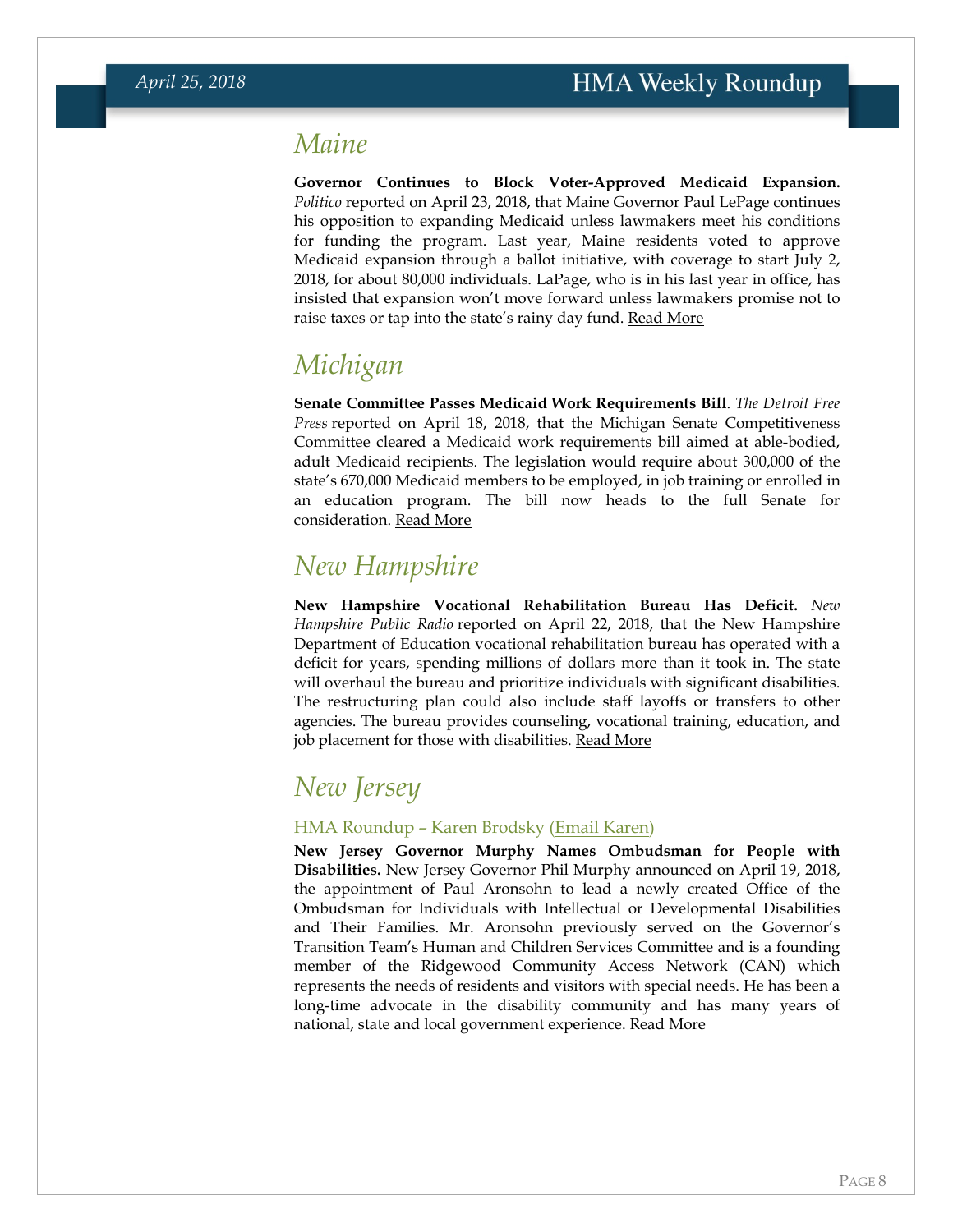## Maine

**Governor Continues to Block Voter-Approved Medicaid Expansion.** *Politico* reported on April 23, 2018, that Maine Governor Paul LePage continues his opposition to expanding Medicaid unless lawmakers meet his conditions for funding the program. Last year, Maine residents voted to approve Medicaid expansion through a ballot initiative, with coverage to start July 2, 2018, for about 80,000 individuals. LaPage, who is in his last year in office, has insisted that expansion won't move forward unless lawmakers promise not to raise taxes or tap into the state's rainy day fund. Read More

## Michigan

**Senate Committee Passes Medicaid Work Requirements Bill**. *The Detroit Free Press* reported on April 18, 2018, that the Michigan Senate Competitiveness Committee cleared a Medicaid work requirements bill aimed at able-bodied, adult Medicaid recipients. The legislation would require about 300,000 of the state's 670,000 Medicaid members to be employed, in job training or enrolled in an education program. The bill now heads to the full Senate for consideration. Read More

## New Hampshire

**New Hampshire Vocational Rehabilitation Bureau Has Deficit.** *New Hampshire Public Radio* reported on April 22, 2018, that the New Hampshire Department of Education vocational rehabilitation bureau has operated with a deficit for years, spending millions of dollars more than it took in. The state will overhaul the bureau and prioritize individuals with significant disabilities. The restructuring plan could also include staff layoffs or transfers to other agencies. The bureau provides counseling, vocational training, education, and job placement for those with disabilities. Read More

## New Jersey

### HMA Roundup – Karen Brodsky (Email Karen)

**New Jersey Governor Murphy Names Ombudsman for People with Disabilities.** New Jersey Governor Phil Murphy announced on April 19, 2018, the appointment of Paul Aronsohn to lead a newly created Office of the Ombudsman for Individuals with Intellectual or Developmental Disabilities and Their Families. Mr. Aronsohn previously served on the Governor's Transition Team's Human and Children Services Committee and is a founding member of the Ridgewood Community Access Network (CAN) which represents the needs of residents and visitors with special needs. He has been a long-time advocate in the disability community and has many years of national, state and local government experience. Read More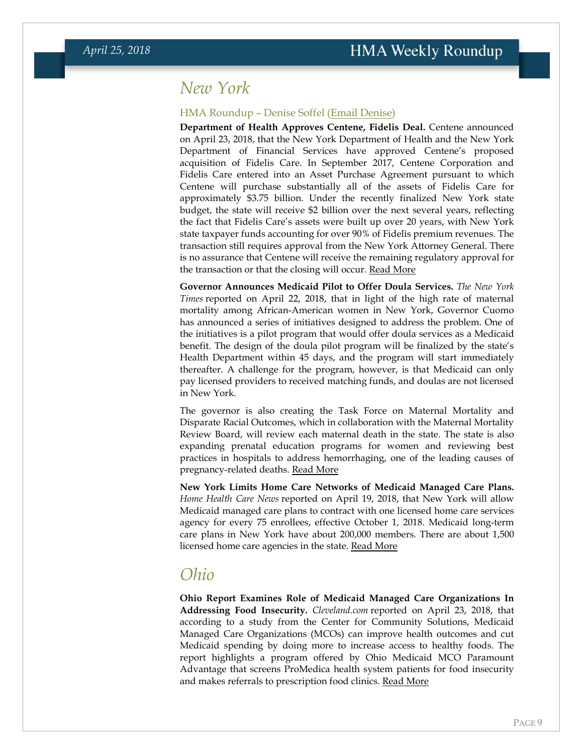## New York

### HMA Roundup – Denise Soffel (Email Denise)

**Department of Health Approves Centene, Fidelis Deal.** Centene announced on April 23, 2018, that the New York Department of Health and the New York Department of Financial Services have approved Centene's proposed acquisition of Fidelis Care. In September 2017, Centene Corporation and Fidelis Care entered into an Asset Purchase Agreement pursuant to which Centene will purchase substantially all of the assets of Fidelis Care for approximately $3.75 billion. Under the recently finalized New York state budget, the state will receive $2 billion over the next several years, reflecting the fact that Fidelis Care's assets were built up over 20 years, with New York state taxpayer funds accounting for over 90% of Fidelis premium revenues. The transaction still requires approval from the New York Attorney General. There is no assurance that Centene will receive the remaining regulatory approval for the transaction or that the closing will occur. Read More

**Governor Announces Medicaid Pilot to Offer Doula Services.** *The New York Times* reported on April 22, 2018, that in light of the high rate of maternal mortality among African-American women in New York, Governor Cuomo has announced a series of initiatives designed to address the problem. One of the initiatives is a pilot program that would offer doula services as a Medicaid benefit. The design of the doula pilot program will be finalized by the state's Health Department within 45 days, and the program will start immediately thereafter. A challenge for the program, however, is that Medicaid can only pay licensed providers to received matching funds, and doulas are not licensed in New York.

The governor is also creating the Task Force on Maternal Mortality and Disparate Racial Outcomes, which in collaboration with the Maternal Mortality Review Board, will review each maternal death in the state. The state is also expanding prenatal education programs for women and reviewing best practices in hospitals to address hemorrhaging, one of the leading causes of pregnancy-related deaths. Read More

**New York Limits Home Care Networks of Medicaid Managed Care Plans.** *Home Health Care News* reported on April 19, 2018, that New York will allow Medicaid managed care plans to contract with one licensed home care services agency for every 75 enrollees, effective October 1, 2018. Medicaid long-term care plans in New York have about 200,000 members. There are about 1,500 licensed home care agencies in the state. Read More

## Ohio

**Ohio Report Examines Role of Medicaid Managed Care Organizations In Addressing Food Insecurity.** *Cleveland.com* reported on April 23, 2018, that according to a study from the Center for Community Solutions, Medicaid Managed Care Organizations (MCOs) can improve health outcomes and cut Medicaid spending by doing more to increase access to healthy foods. The report highlights a program offered by Ohio Medicaid MCO Paramount Advantage that screens ProMedica health system patients for food insecurity and makes referrals to prescription food clinics. Read More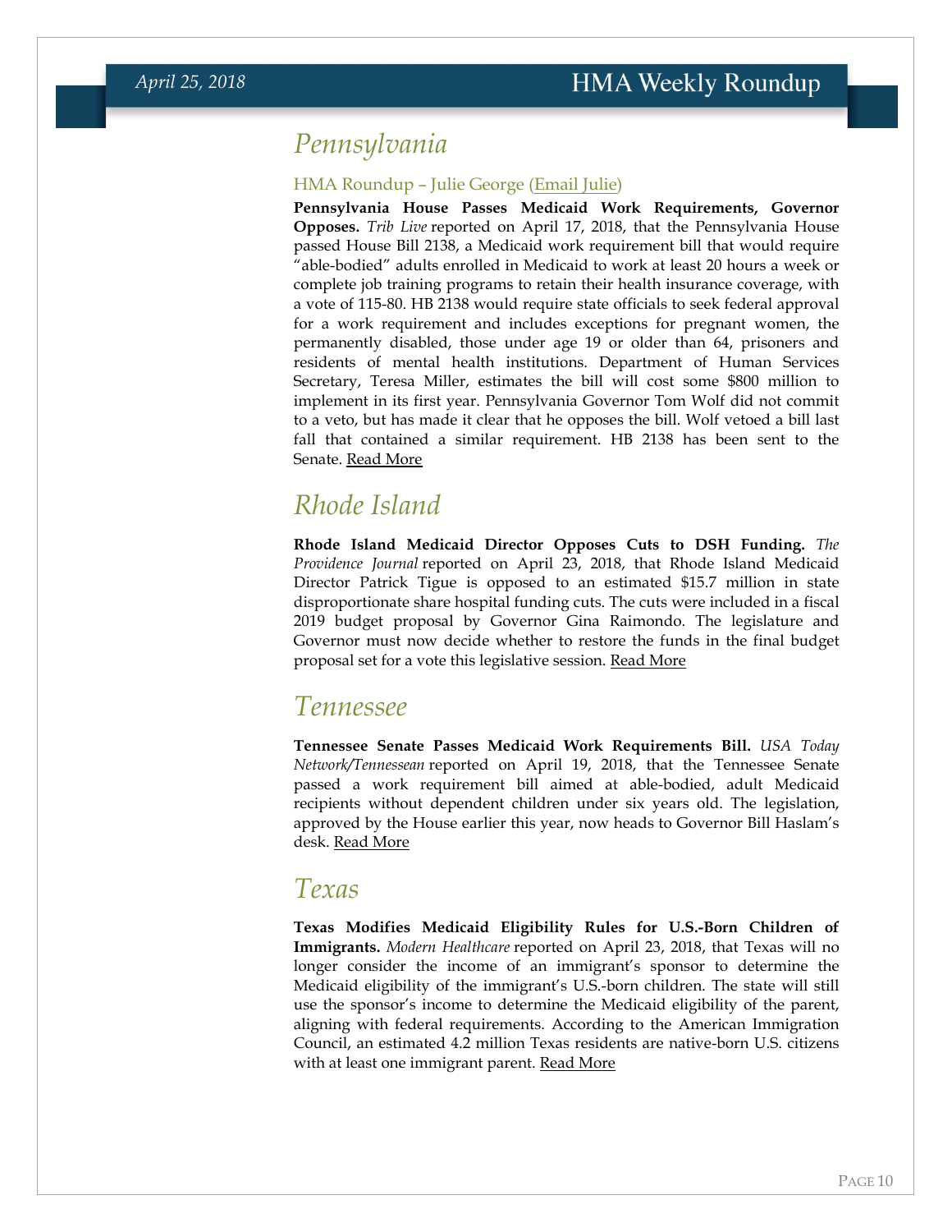## Pennsylvania

### HMA Roundup – Julie George (Email Julie)

**Pennsylvania House Passes Medicaid Work Requirements, Governor Opposes.** *Trib Live* reported on April 17, 2018, that the Pennsylvania House passed House Bill 2138, a Medicaid work requirement bill that would require "able-bodied" adults enrolled in Medicaid to work at least 20 hours a week or complete job training programs to retain their health insurance coverage, with a vote of 115-80. HB 2138 would require state officials to seek federal approval for a work requirement and includes exceptions for pregnant women, the permanently disabled, those under age 19 or older than 64, prisoners and residents of mental health institutions. Department of Human Services Secretary, Teresa Miller, estimates the bill will cost some $800 million to implement in its first year. Pennsylvania Governor Tom Wolf did not commit to a veto, but has made it clear that he opposes the bill. Wolf vetoed a bill last fall that contained a similar requirement. HB 2138 has been sent to the Senate. Read More

## Rhode Island

**Rhode Island Medicaid Director Opposes Cuts to DSH Funding.** *The Providence Journal* reported on April 23, 2018, that Rhode Island Medicaid Director Patrick Tigue is opposed to an estimated $15.7 million in state disproportionate share hospital funding cuts. The cuts were included in a fiscal 2019 budget proposal by Governor Gina Raimondo. The legislature and Governor must now decide whether to restore the funds in the final budget proposal set for a vote this legislative session. Read More

## Tennessee

**Tennessee Senate Passes Medicaid Work Requirements Bill.** *USA Today Network/Tennessean* reported on April 19, 2018, that the Tennessee Senate passed a work requirement bill aimed at able-bodied, adult Medicaid recipients without dependent children under six years old. The legislation, approved by the House earlier this year, now heads to Governor Bill Haslam's desk. Read More

## Texas

**Texas Modifies Medicaid Eligibility Rules for U.S.-Born Children of Immigrants.** *Modern Healthcare* reported on April 23, 2018, that Texas will no longer consider the income of an immigrant's sponsor to determine the Medicaid eligibility of the immigrant's U.S.-born children. The state will still use the sponsor's income to determine the Medicaid eligibility of the parent, aligning with federal requirements. According to the American Immigration Council, an estimated 4.2 million Texas residents are native-born U.S. citizens with at least one immigrant parent. Read More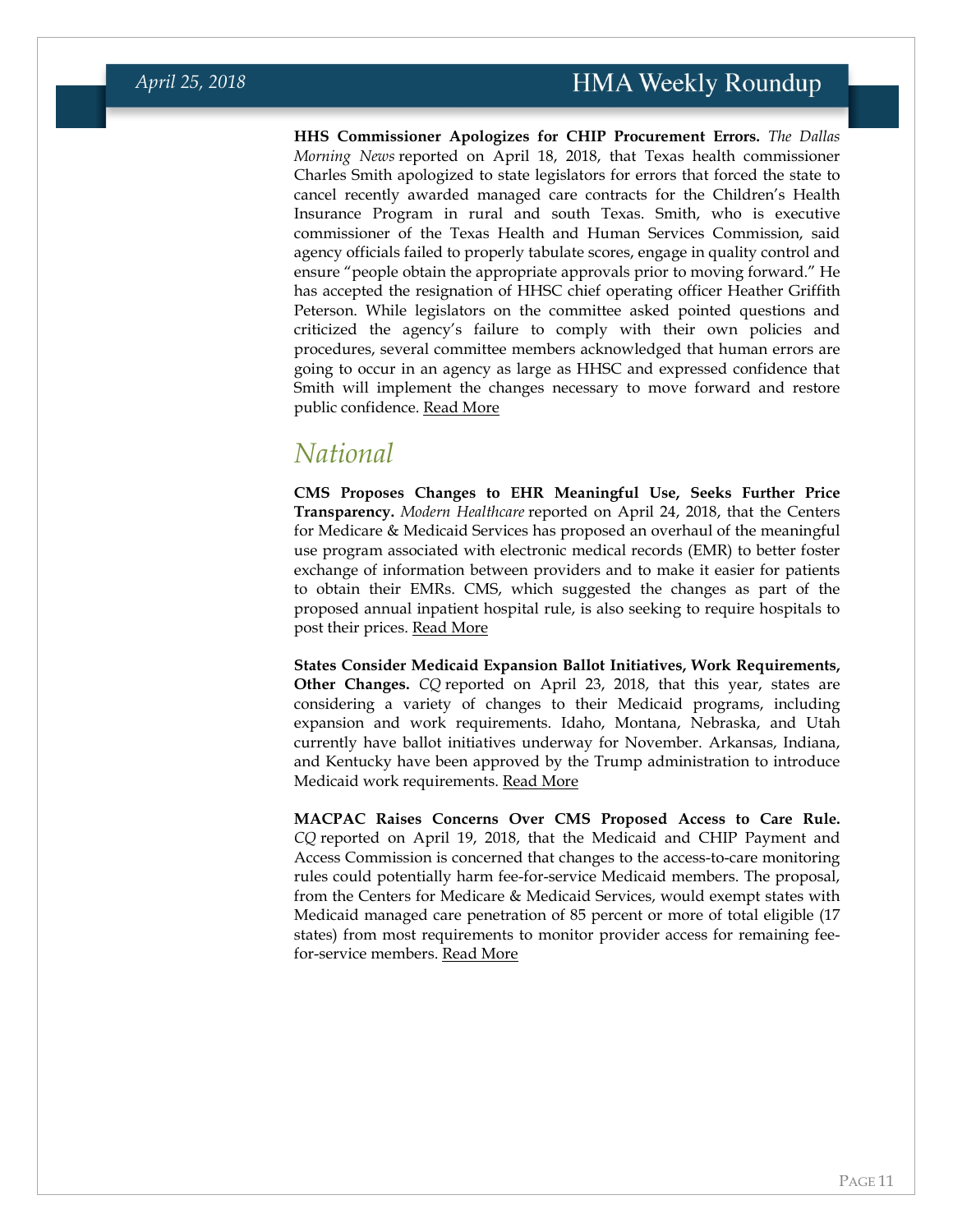**HHS Commissioner Apologizes for CHIP Procurement Errors.** *The Dallas Morning News* reported on April 18, 2018, that Texas health commissioner Charles Smith apologized to state legislators for errors that forced the state to cancel recently awarded managed care contracts for the Children's Health Insurance Program in rural and south Texas. Smith, who is executive commissioner of the Texas Health and Human Services Commission, said agency officials failed to properly tabulate scores, engage in quality control and ensure "people obtain the appropriate approvals prior to moving forward." He has accepted the resignation of HHSC chief operating officer Heather Griffith Peterson. While legislators on the committee asked pointed questions and criticized the agency's failure to comply with their own policies and procedures, several committee members acknowledged that human errors are going to occur in an agency as large as HHSC and expressed confidence that Smith will implement the changes necessary to move forward and restore public confidence. Read More

## National

**CMS Proposes Changes to EHR Meaningful Use, Seeks Further Price Transparency.** *Modern Healthcare* reported on April 24, 2018, that the Centers for Medicare & Medicaid Services has proposed an overhaul of the meaningful use program associated with electronic medical records (EMR) to better foster exchange of information between providers and to make it easier for patients to obtain their EMRs. CMS, which suggested the changes as part of the proposed annual inpatient hospital rule, is also seeking to require hospitals to post their prices. Read More

**States Consider Medicaid Expansion Ballot Initiatives, Work Requirements, Other Changes.** *CQ* reported on April 23, 2018, that this year, states are considering a variety of changes to their Medicaid programs, including expansion and work requirements. Idaho, Montana, Nebraska, and Utah currently have ballot initiatives underway for November. Arkansas, Indiana, and Kentucky have been approved by the Trump administration to introduce Medicaid work requirements. Read More

**MACPAC Raises Concerns Over CMS Proposed Access to Care Rule.** *CQ* reported on April 19, 2018, that the Medicaid and CHIP Payment and Access Commission is concerned that changes to the access-to-care monitoring rules could potentially harm fee-for-service Medicaid members. The proposal, from the Centers for Medicare & Medicaid Services, would exempt states with Medicaid managed care penetration of 85 percent or more of total eligible (17 states) from most requirements to monitor provider access for remaining fee-for-service members. Read More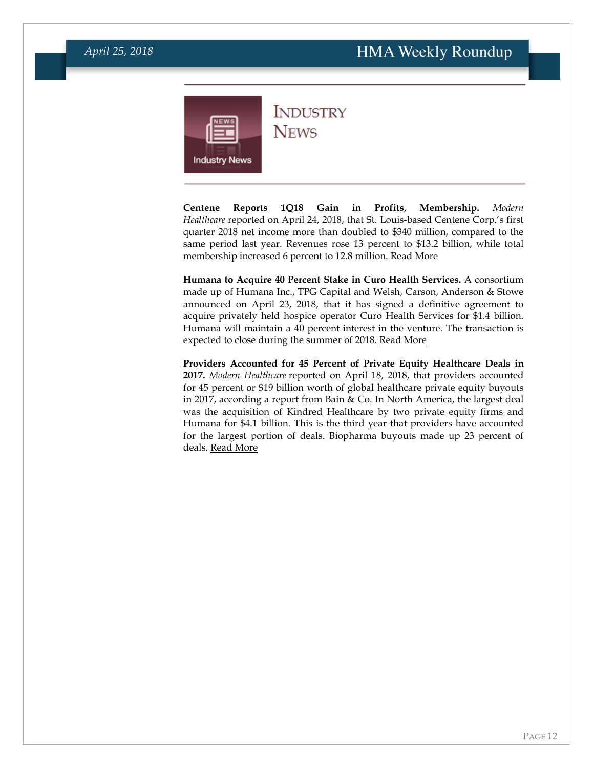# Industry News

**Centene Reports 1Q18 Gain in Profits, Membership.** *Modern Healthcare* reported on April 24, 2018, that St. Louis-based Centene Corp.'s first quarter 2018 net income more than doubled to $340 million, compared to the same period last year. Revenues rose 13 percent to $13.2 billion, while total membership increased 6 percent to 12.8 million. Read More

**Humana to Acquire 40 Percent Stake in Curo Health Services.** A consortium made up of Humana Inc., TPG Capital and Welsh, Carson, Anderson & Stowe announced on April 23, 2018, that it has signed a definitive agreement to acquire privately held hospice operator Curo Health Services for $1.4 billion. Humana will maintain a 40 percent interest in the venture. The transaction is expected to close during the summer of 2018. Read More

**Providers Accounted for 45 Percent of Private Equity Healthcare Deals in 2017.** *Modern Healthcare* reported on April 18, 2018, that providers accounted for 45 percent or $19 billion worth of global healthcare private equity buyouts in 2017, according a report from Bain & Co. In North America, the largest deal was the acquisition of Kindred Healthcare by two private equity firms and Humana for $4.1 billion. This is the third year that providers have accounted for the largest portion of deals. Biopharma buyouts made up 23 percent of deals. Read More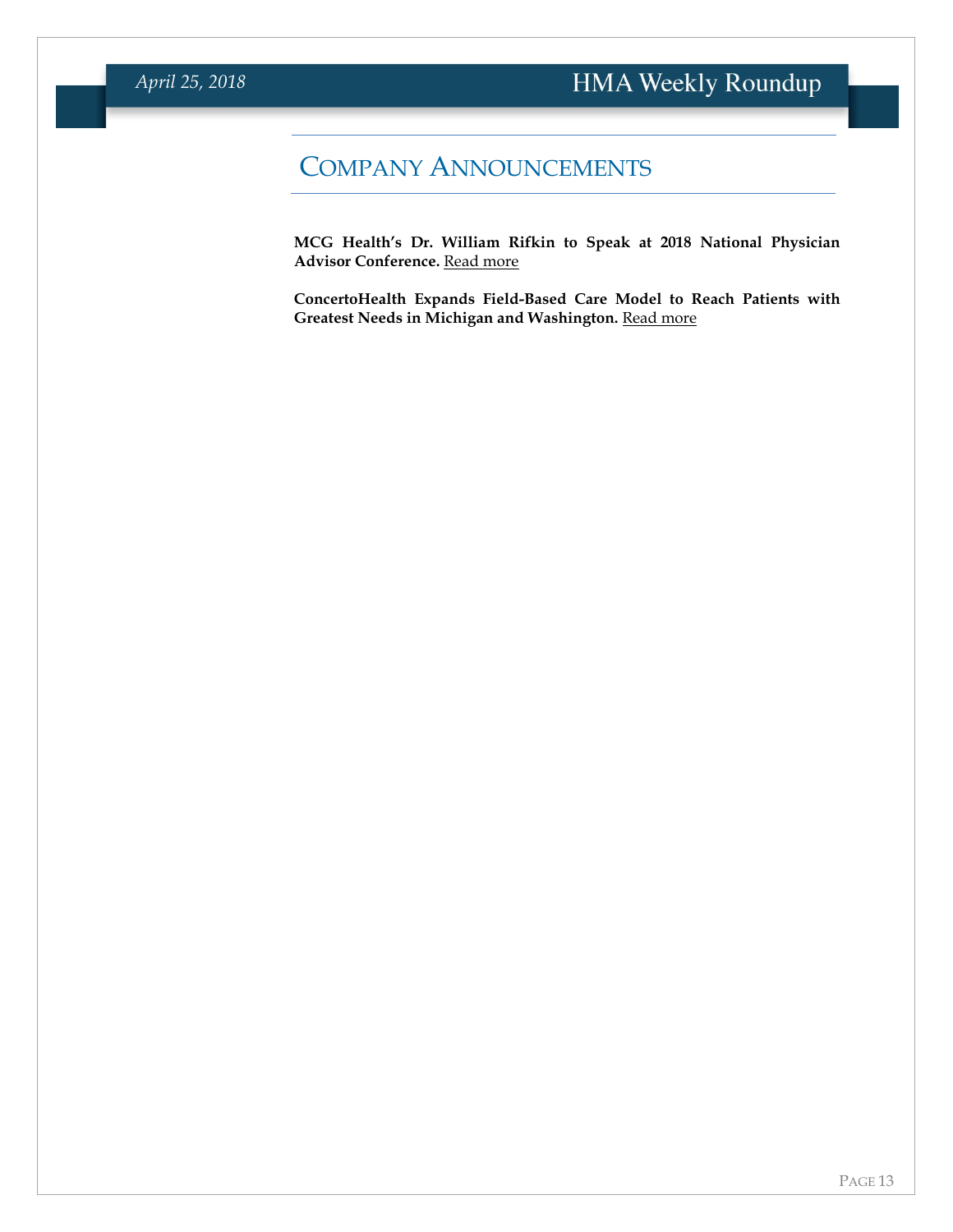# Company Announcements

**MCG Health's Dr. William Rifkin to Speak at 2018 National Physician Advisor Conference.** Read more

**ConcertoHealth Expands Field-Based Care Model to Reach Patients with Greatest Needs in Michigan and Washington.** Read more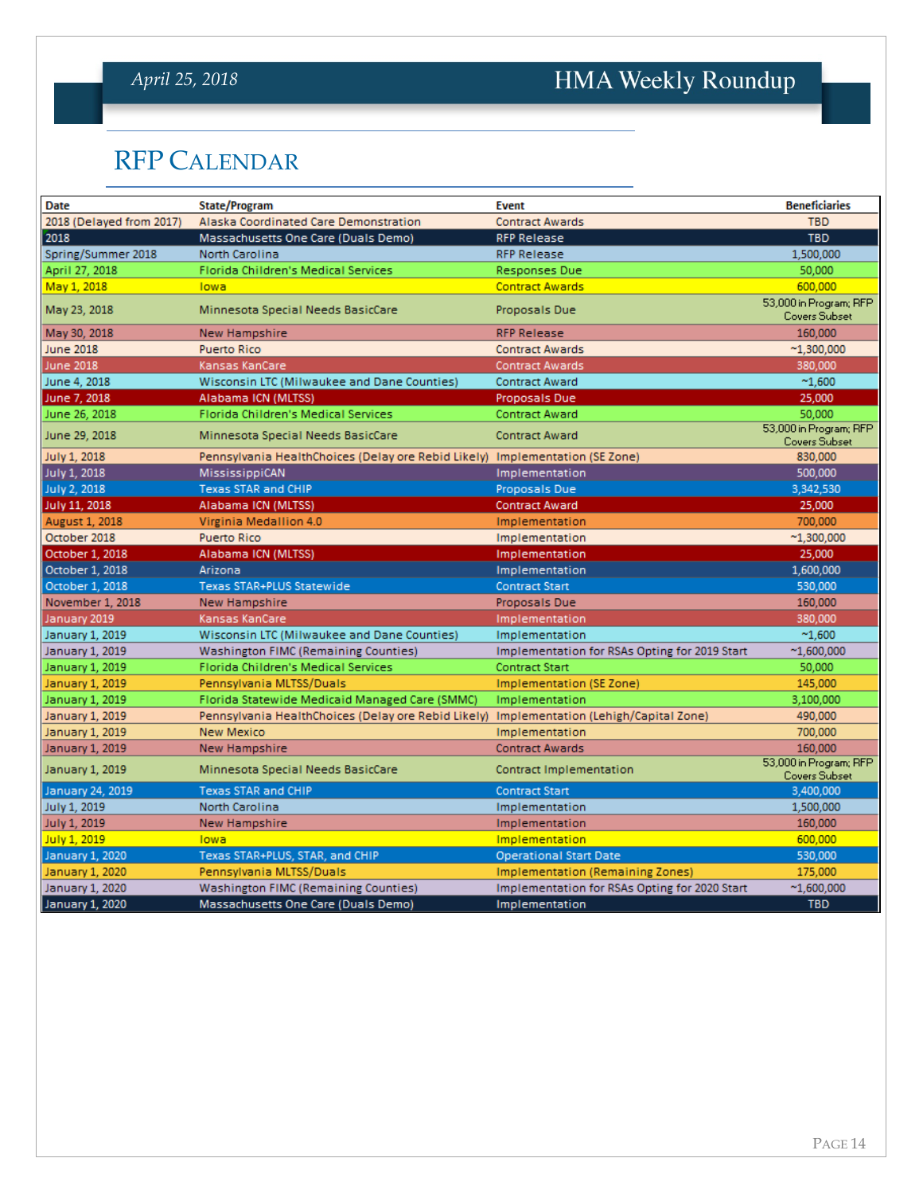## RFP Calendar

| Date | State/Program | Event | Beneficiaries |
|---|---|---|---|
| 2018 (Delayed from 2017) | Alaska Coordinated Care Demonstration | Contract Awards | TBD |
| 2018 | Massachusetts One Care (Duals Demo) | RFP Release | TBD |
| Spring/Summer 2018 | North Carolina | RFP Release | 1,500,000 |
| April 27, 2018 | Florida Children's Medical Services | Responses Due | 50,000 |
| May 1, 2018 | Iowa | Contract Awards | 600,000 |
| May 23, 2018 | Minnesota Special Needs BasicCare | Proposals Due | 53,000 in Program; RFP Covers Subset |
| May 30, 2018 | New Hampshire | RFP Release | 160,000 |
| June 2018 | Puerto Rico | Contract Awards | ~1,300,000 |
| June 2018 | Kansas KanCare | Contract Awards | 380,000 |
| June 4, 2018 | Wisconsin LTC (Milwaukee and Dane Counties) | Contract Award | ~1,600 |
| June 7, 2018 | Alabama ICN (MLTSS) | Proposals Due | 25,000 |
| June 26, 2018 | Florida Children's Medical Services | Contract Award | 50,000 |
| June 29, 2018 | Minnesota Special Needs BasicCare | Contract Award | 53,000 in Program; RFP Covers Subset |
| July 1, 2018 | Pennsylvania HealthChoices (Delay ore Rebid Likely) | Implementation (SE Zone) | 830,000 |
| July 1, 2018 | MississippiCAN | Implementation | 500,000 |
| July 2, 2018 | Texas STAR and CHIP | Proposals Due | 3,342,530 |
| July 11, 2018 | Alabama ICN (MLTSS) | Contract Award | 25,000 |
| August 1, 2018 | Virginia Medallion 4.0 | Implementation | 700,000 |
| October 2018 | Puerto Rico | Implementation | ~1,300,000 |
| October 1, 2018 | Alabama ICN (MLTSS) | Implementation | 25,000 |
| October 1, 2018 | Arizona | Implementation | 1,600,000 |
| October 1, 2018 | Texas STAR+PLUS Statewide | Contract Start | 530,000 |
| November 1, 2018 | New Hampshire | Proposals Due | 160,000 |
| January 2019 | Kansas KanCare | Implementation | 380,000 |
| January 1, 2019 | Wisconsin LTC (Milwaukee and Dane Counties) | Implementation | ~1,600 |
| January 1, 2019 | Washington FIMC (Remaining Counties) | Implementation for RSAs Opting for 2019 Start | ~1,600,000 |
| January 1, 2019 | Florida Children's Medical Services | Contract Start | 50,000 |
| January 1, 2019 | Pennsylvania MLTSS/Duals | Implementation (SE Zone) | 145,000 |
| January 1, 2019 | Florida Statewide Medicaid Managed Care (SMMC) | Implementation | 3,100,000 |
| January 1, 2019 | Pennsylvania HealthChoices (Delay ore Rebid Likely) | Implementation (Lehigh/Capital Zone) | 490,000 |
| January 1, 2019 | New Mexico | Implementation | 700,000 |
| January 1, 2019 | New Hampshire | Contract Awards | 160,000 |
| January 1, 2019 | Minnesota Special Needs BasicCare | Contract Implementation | 53,000 in Program; RFP Covers Subset |
| January 24, 2019 | Texas STAR and CHIP | Contract Start | 3,400,000 |
| July 1, 2019 | North Carolina | Implementation | 1,500,000 |
| July 1, 2019 | New Hampshire | Implementation | 160,000 |
| July 1, 2019 | Iowa | Implementation | 600,000 |
| January 1, 2020 | Texas STAR+PLUS, STAR, and CHIP | Operational Start Date | 530,000 |
| January 1, 2020 | Pennsylvania MLTSS/Duals | Implementation (Remaining Zones) | 175,000 |
| January 1, 2020 | Washington FIMC (Remaining Counties) | Implementation for RSAs Opting for 2020 Start | ~1,600,000 |
| January 1, 2020 | Massachusetts One Care (Duals Demo) | Implementation | TBD |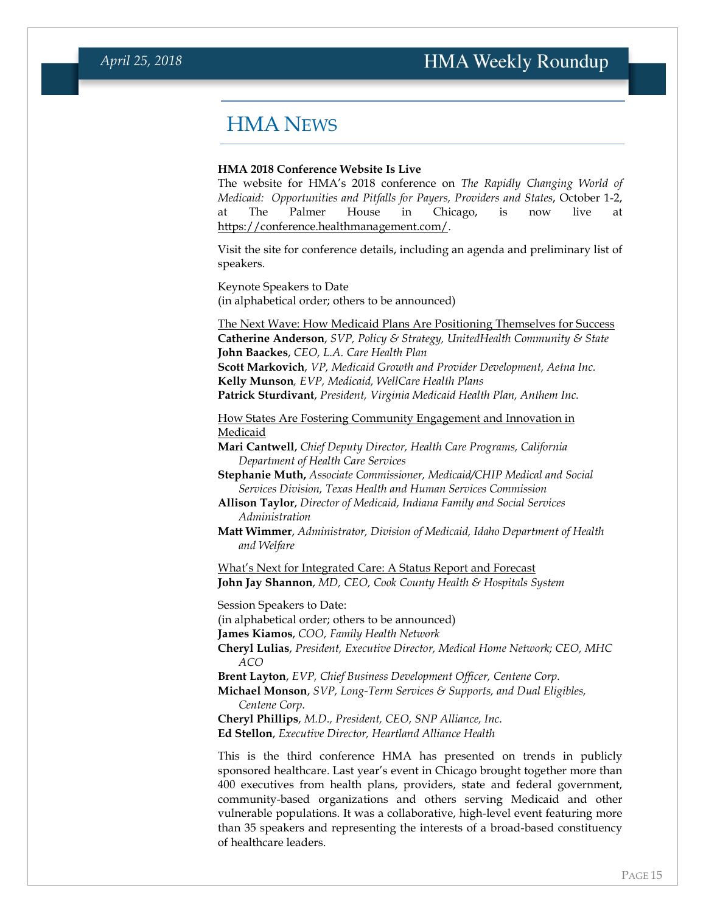# HMA News

**HMA 2018 Conference Website Is Live**

The website for HMA's 2018 conference on *The Rapidly Changing World of Medicaid: Opportunities and Pitfalls for Payers, Providers and States*, October 1-2, at The Palmer House in Chicago, is now live at https://conference.healthmanagement.com/.

Visit the site for conference details, including an agenda and preliminary list of speakers.

Keynote Speakers to Date
(in alphabetical order; others to be announced)

The Next Wave: How Medicaid Plans Are Positioning Themselves for Success
**Catherine Anderson**, *SVP, Policy & Strategy, UnitedHealth Community & State*
**John Baackes**, *CEO, L.A. Care Health Plan*
**Scott Markovich**, *VP, Medicaid Growth and Provider Development, Aetna Inc.*
**Kelly Munson**, *EVP, Medicaid, WellCare Health Plans*
**Patrick Sturdivant**, *President, Virginia Medicaid Health Plan, Anthem Inc.*

How States Are Fostering Community Engagement and Innovation in Medicaid
**Mari Cantwell**, *Chief Deputy Director, Health Care Programs, California Department of Health Care Services*
**Stephanie Muth,** *Associate Commissioner, Medicaid/CHIP Medical and Social Services Division, Texas Health and Human Services Commission*
**Allison Taylor**, *Director of Medicaid, Indiana Family and Social Services Administration*
**Matt Wimmer**, *Administrator, Division of Medicaid, Idaho Department of Health and Welfare*

What's Next for Integrated Care: A Status Report and Forecast
**John Jay Shannon**, *MD, CEO, Cook County Health & Hospitals System*

Session Speakers to Date:
(in alphabetical order; others to be announced)
**James Kiamos**, *COO, Family Health Network*
**Cheryl Lulias**, *President, Executive Director, Medical Home Network; CEO, MHC ACO*
**Brent Layton**, *EVP, Chief Business Development Officer, Centene Corp.*
**Michael Monson**, *SVP, Long-Term Services & Supports, and Dual Eligibles, Centene Corp.*
**Cheryl Phillips**, *M.D., President, CEO, SNP Alliance, Inc.*
**Ed Stellon**, *Executive Director, Heartland Alliance Health*

This is the third conference HMA has presented on trends in publicly sponsored healthcare. Last year's event in Chicago brought together more than 400 executives from health plans, providers, state and federal government, community-based organizations and others serving Medicaid and other vulnerable populations. It was a collaborative, high-level event featuring more than 35 speakers and representing the interests of a broad-based constituency of healthcare leaders.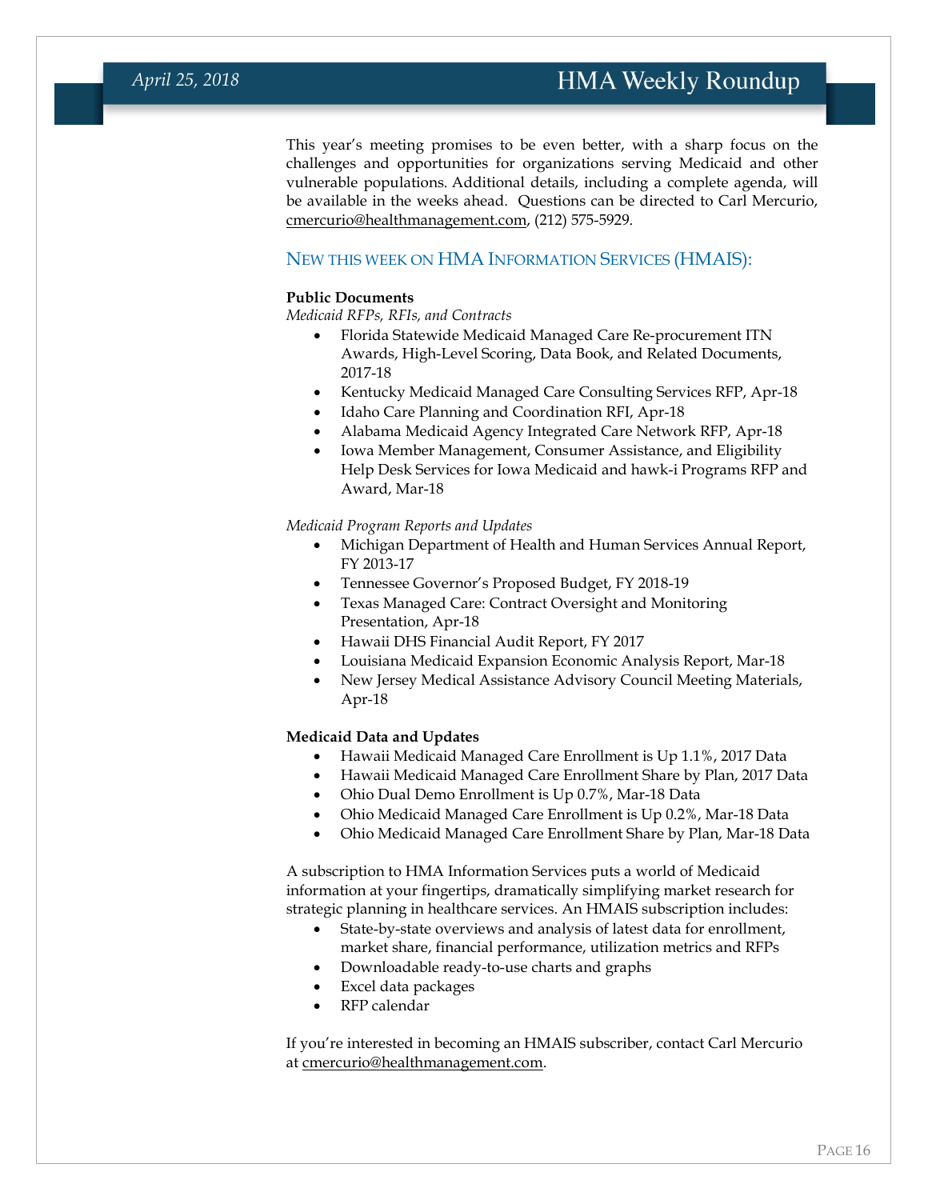This year's meeting promises to be even better, with a sharp focus on the challenges and opportunities for organizations serving Medicaid and other vulnerable populations. Additional details, including a complete agenda, will be available in the weeks ahead. Questions can be directed to Carl Mercurio, cmercurio@healthmanagement.com, (212) 575-5929.

## NEW THIS WEEK ON HMA INFORMATION SERVICES (HMAIS):

**Public Documents**

*Medicaid RFPs, RFIs, and Contracts*

- Florida Statewide Medicaid Managed Care Re-procurement ITN Awards, High-Level Scoring, Data Book, and Related Documents, 2017-18
- Kentucky Medicaid Managed Care Consulting Services RFP, Apr-18
- Idaho Care Planning and Coordination RFI, Apr-18
- Alabama Medicaid Agency Integrated Care Network RFP, Apr-18
- Iowa Member Management, Consumer Assistance, and Eligibility Help Desk Services for Iowa Medicaid and hawk-i Programs RFP and Award, Mar-18

*Medicaid Program Reports and Updates*

- Michigan Department of Health and Human Services Annual Report, FY 2013-17
- Tennessee Governor's Proposed Budget, FY 2018-19
- Texas Managed Care: Contract Oversight and Monitoring Presentation, Apr-18
- Hawaii DHS Financial Audit Report, FY 2017
- Louisiana Medicaid Expansion Economic Analysis Report, Mar-18
- New Jersey Medical Assistance Advisory Council Meeting Materials, Apr-18

**Medicaid Data and Updates**

- Hawaii Medicaid Managed Care Enrollment is Up 1.1%, 2017 Data
- Hawaii Medicaid Managed Care Enrollment Share by Plan, 2017 Data
- Ohio Dual Demo Enrollment is Up 0.7%, Mar-18 Data
- Ohio Medicaid Managed Care Enrollment is Up 0.2%, Mar-18 Data
- Ohio Medicaid Managed Care Enrollment Share by Plan, Mar-18 Data

A subscription to HMA Information Services puts a world of Medicaid information at your fingertips, dramatically simplifying market research for strategic planning in healthcare services. An HMAIS subscription includes:

- State-by-state overviews and analysis of latest data for enrollment, market share, financial performance, utilization metrics and RFPs
- Downloadable ready-to-use charts and graphs
- Excel data packages
- RFP calendar

If you're interested in becoming an HMAIS subscriber, contact Carl Mercurio at cmercurio@healthmanagement.com.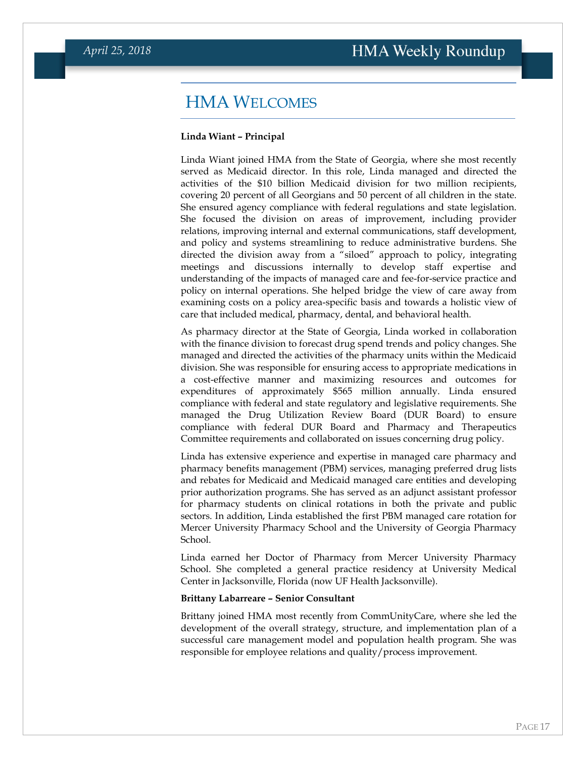## HMA Welcomes

**Linda Wiant – Principal**

Linda Wiant joined HMA from the State of Georgia, where she most recently served as Medicaid director. In this role, Linda managed and directed the activities of the $10 billion Medicaid division for two million recipients, covering 20 percent of all Georgians and 50 percent of all children in the state. She ensured agency compliance with federal regulations and state legislation. She focused the division on areas of improvement, including provider relations, improving internal and external communications, staff development, and policy and systems streamlining to reduce administrative burdens. She directed the division away from a "siloed" approach to policy, integrating meetings and discussions internally to develop staff expertise and understanding of the impacts of managed care and fee-for-service practice and policy on internal operations. She helped bridge the view of care away from examining costs on a policy area-specific basis and towards a holistic view of care that included medical, pharmacy, dental, and behavioral health.

As pharmacy director at the State of Georgia, Linda worked in collaboration with the finance division to forecast drug spend trends and policy changes. She managed and directed the activities of the pharmacy units within the Medicaid division. She was responsible for ensuring access to appropriate medications in a cost-effective manner and maximizing resources and outcomes for expenditures of approximately $565 million annually. Linda ensured compliance with federal and state regulatory and legislative requirements. She managed the Drug Utilization Review Board (DUR Board) to ensure compliance with federal DUR Board and Pharmacy and Therapeutics Committee requirements and collaborated on issues concerning drug policy.

Linda has extensive experience and expertise in managed care pharmacy and pharmacy benefits management (PBM) services, managing preferred drug lists and rebates for Medicaid and Medicaid managed care entities and developing prior authorization programs. She has served as an adjunct assistant professor for pharmacy students on clinical rotations in both the private and public sectors. In addition, Linda established the first PBM managed care rotation for Mercer University Pharmacy School and the University of Georgia Pharmacy School.

Linda earned her Doctor of Pharmacy from Mercer University Pharmacy School. She completed a general practice residency at University Medical Center in Jacksonville, Florida (now UF Health Jacksonville).

**Brittany Labarreare – Senior Consultant**

Brittany joined HMA most recently from CommUnityCare, where she led the development of the overall strategy, structure, and implementation plan of a successful care management model and population health program. She was responsible for employee relations and quality/process improvement.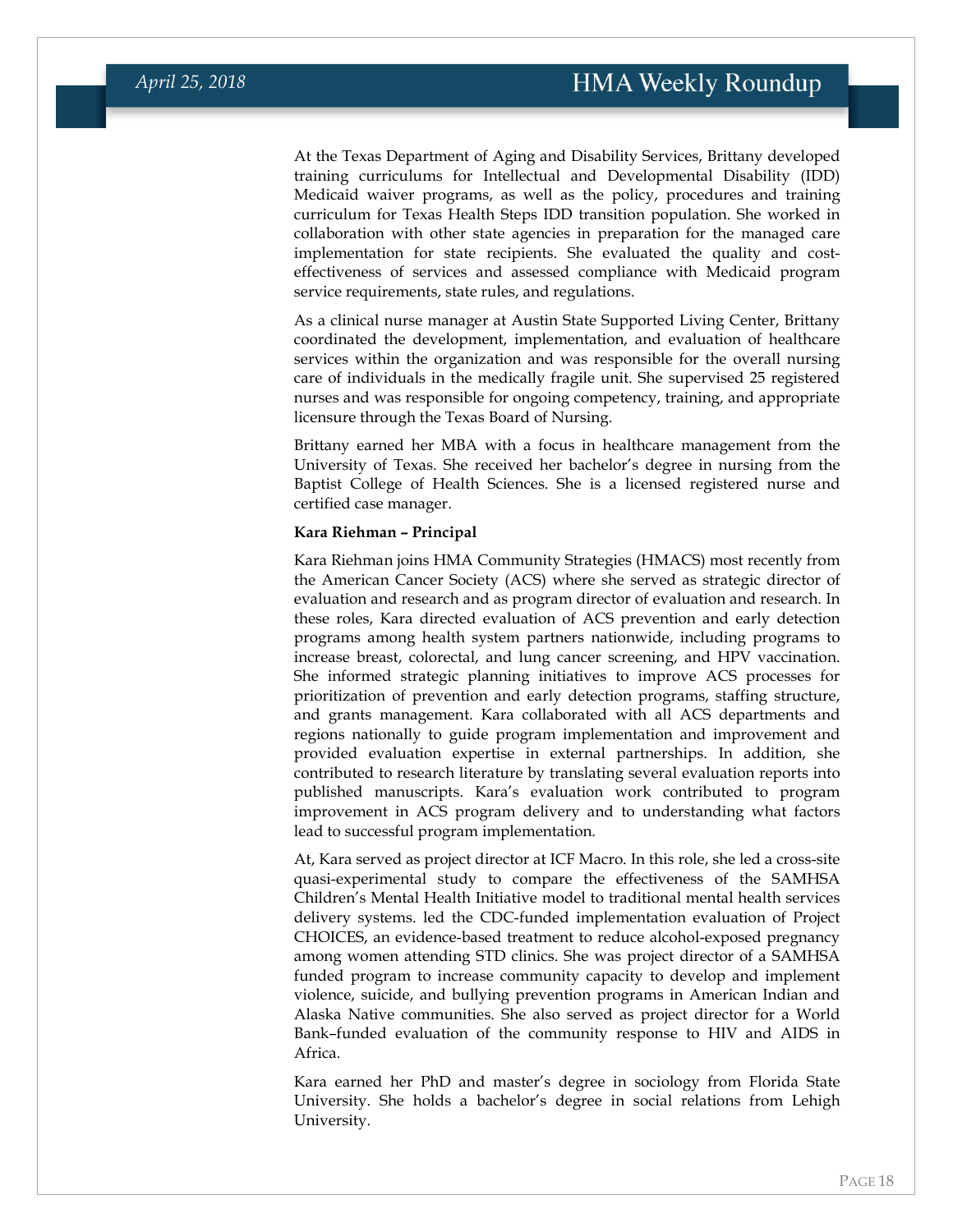At the Texas Department of Aging and Disability Services, Brittany developed training curriculums for Intellectual and Developmental Disability (IDD) Medicaid waiver programs, as well as the policy, procedures and training curriculum for Texas Health Steps IDD transition population. She worked in collaboration with other state agencies in preparation for the managed care implementation for state recipients. She evaluated the quality and cost-effectiveness of services and assessed compliance with Medicaid program service requirements, state rules, and regulations.

As a clinical nurse manager at Austin State Supported Living Center, Brittany coordinated the development, implementation, and evaluation of healthcare services within the organization and was responsible for the overall nursing care of individuals in the medically fragile unit. She supervised 25 registered nurses and was responsible for ongoing competency, training, and appropriate licensure through the Texas Board of Nursing.

Brittany earned her MBA with a focus in healthcare management from the University of Texas. She received her bachelor's degree in nursing from the Baptist College of Health Sciences. She is a licensed registered nurse and certified case manager.

**Kara Riehman – Principal**

Kara Riehman joins HMA Community Strategies (HMACS) most recently from the American Cancer Society (ACS) where she served as strategic director of evaluation and research and as program director of evaluation and research. In these roles, Kara directed evaluation of ACS prevention and early detection programs among health system partners nationwide, including programs to increase breast, colorectal, and lung cancer screening, and HPV vaccination. She informed strategic planning initiatives to improve ACS processes for prioritization of prevention and early detection programs, staffing structure, and grants management. Kara collaborated with all ACS departments and regions nationally to guide program implementation and improvement and provided evaluation expertise in external partnerships. In addition, she contributed to research literature by translating several evaluation reports into published manuscripts. Kara's evaluation work contributed to program improvement in ACS program delivery and to understanding what factors lead to successful program implementation.

At, Kara served as project director at ICF Macro. In this role, she led a cross-site quasi-experimental study to compare the effectiveness of the SAMHSA Children's Mental Health Initiative model to traditional mental health services delivery systems. led the CDC-funded implementation evaluation of Project CHOICES, an evidence-based treatment to reduce alcohol-exposed pregnancy among women attending STD clinics. She was project director of a SAMHSA funded program to increase community capacity to develop and implement violence, suicide, and bullying prevention programs in American Indian and Alaska Native communities. She also served as project director for a World Bank–funded evaluation of the community response to HIV and AIDS in Africa.

Kara earned her PhD and master's degree in sociology from Florida State University. She holds a bachelor's degree in social relations from Lehigh University.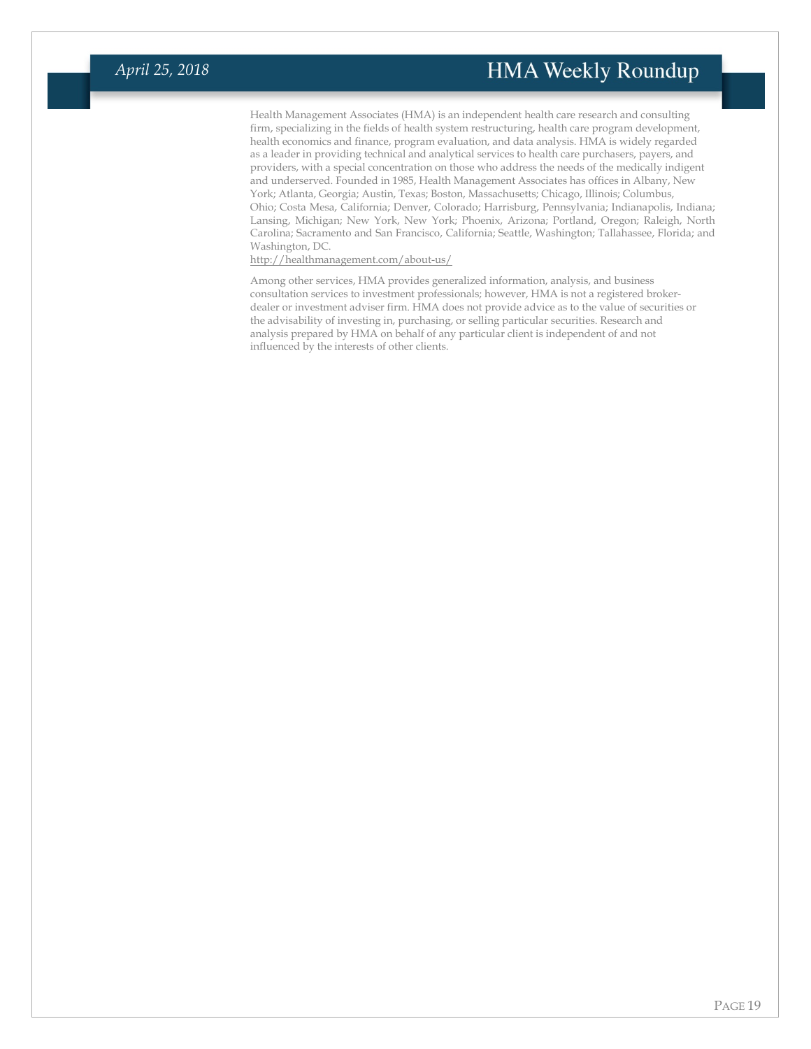Health Management Associates (HMA) is an independent health care research and consulting firm, specializing in the fields of health system restructuring, health care program development, health economics and finance, program evaluation, and data analysis. HMA is widely regarded as a leader in providing technical and analytical services to health care purchasers, payers, and providers, with a special concentration on those who address the needs of the medically indigent and underserved. Founded in 1985, Health Management Associates has offices in Albany, New York; Atlanta, Georgia; Austin, Texas; Boston, Massachusetts; Chicago, Illinois; Columbus, Ohio; Costa Mesa, California; Denver, Colorado; Harrisburg, Pennsylvania; Indianapolis, Indiana; Lansing, Michigan; New York, New York; Phoenix, Arizona; Portland, Oregon; Raleigh, North Carolina; Sacramento and San Francisco, California; Seattle, Washington; Tallahassee, Florida; and Washington, DC.
http://healthmanagement.com/about-us/

Among other services, HMA provides generalized information, analysis, and business consultation services to investment professionals; however, HMA is not a registered broker-dealer or investment adviser firm. HMA does not provide advice as to the value of securities or the advisability of investing in, purchasing, or selling particular securities. Research and analysis prepared by HMA on behalf of any particular client is independent of and not influenced by the interests of other clients.